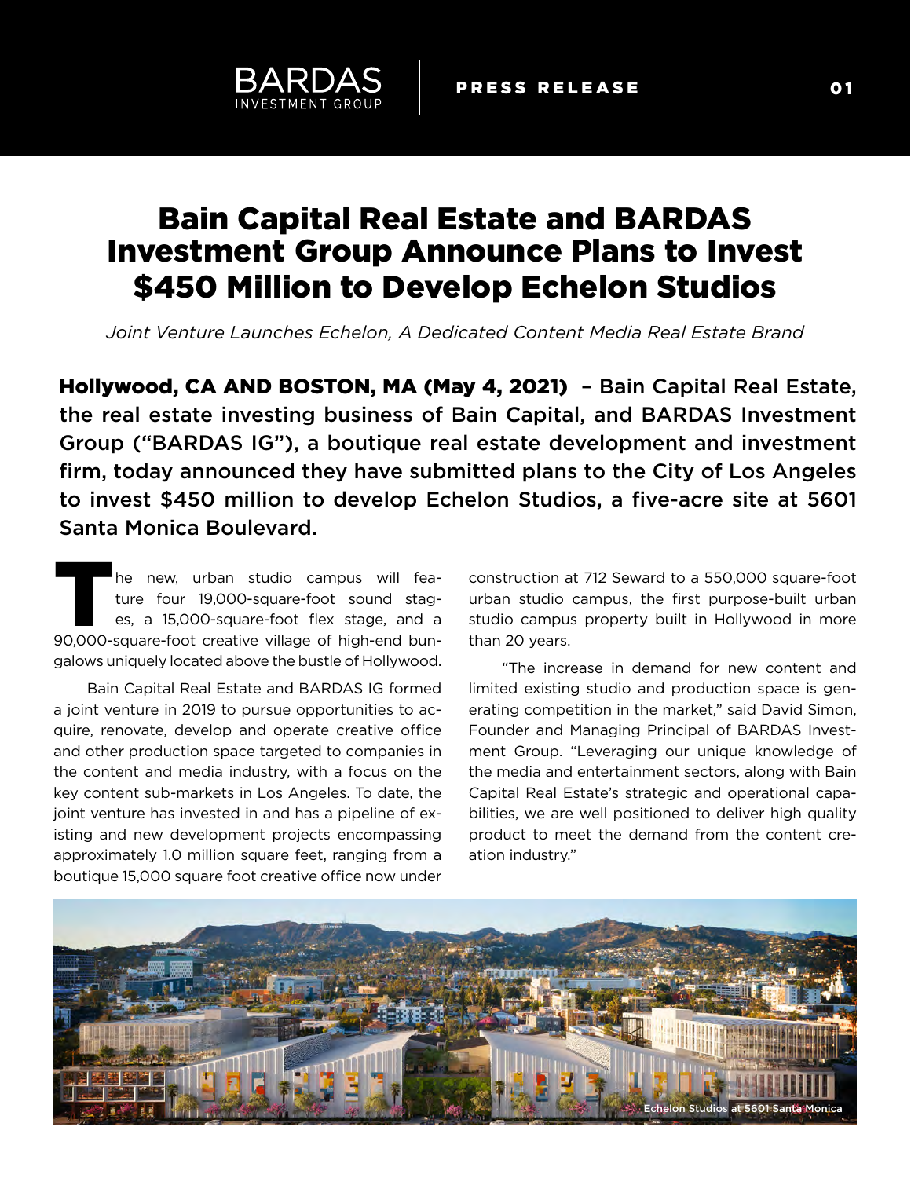# Bain Capital Real Estate and BARDAS Investment Group Announce Plans to Invest $450 Million to Develop Echelon Studios

*Joint Venture Launches Echelon, A Dedicated Content Media Real Estate Brand*

**Hollywood, CA AND BOSTON, MA (May 4, 2021) – Bain Capital Real Estate, the real estate investing business of Bain Capital, and BARDAS Investment Group ("BARDAS IG"), a boutique real estate development and investment firm, today announced they have submitted plans to the City of Los Angeles to invest $450 million to develop Echelon Studios, a five-acre site at 5601 Santa Monica Boulevard.**

The new, urban studio campus will feature four 19,000-square-foot sound stages, a 15,000-square-foot flex stage, and a 90,000-square-foot creative village of high-end bungalows uniquely located above the bustle of Hollywood.

Bain Capital Real Estate and BARDAS IG formed a joint venture in 2019 to pursue opportunities to acquire, renovate, develop and operate creative office and other production space targeted to companies in the content and media industry, with a focus on the key content sub-markets in Los Angeles. To date, the joint venture has invested in and has a pipeline of existing and new development projects encompassing approximately 1.0 million square feet, ranging from a boutique 15,000 square foot creative office now under construction at 712 Seward to a 550,000 square-foot urban studio campus, the first purpose-built urban studio campus property built in Hollywood in more than 20 years.

"The increase in demand for new content and limited existing studio and production space is generating competition in the market," said David Simon, Founder and Managing Principal of BARDAS Investment Group. "Leveraging our unique knowledge of the media and entertainment sectors, along with Bain Capital Real Estate's strategic and operational capabilities, we are well positioned to deliver high quality product to meet the demand from the content creation industry."

Echelon Studios at 5601 Santa Monica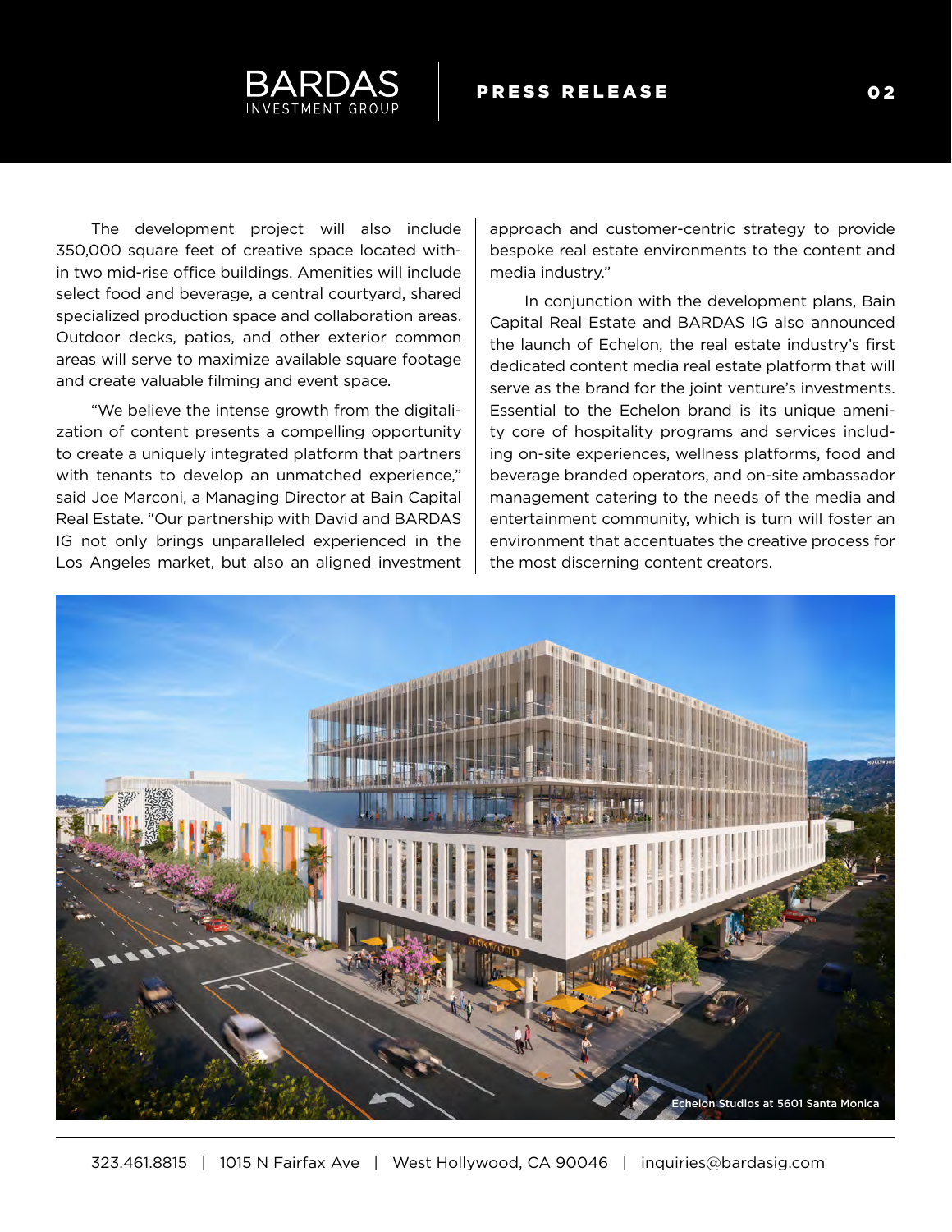The development project will also include 350,000 square feet of creative space located within two mid-rise office buildings. Amenities will include select food and beverage, a central courtyard, shared specialized production space and collaboration areas. Outdoor decks, patios, and other exterior common areas will serve to maximize available square footage and create valuable filming and event space.

"We believe the intense growth from the digitalization of content presents a compelling opportunity to create a uniquely integrated platform that partners with tenants to develop an unmatched experience," said Joe Marconi, a Managing Director at Bain Capital Real Estate. "Our partnership with David and BARDAS IG not only brings unparalleled experienced in the Los Angeles market, but also an aligned investment approach and customer-centric strategy to provide bespoke real estate environments to the content and media industry."

In conjunction with the development plans, Bain Capital Real Estate and BARDAS IG also announced the launch of Echelon, the real estate industry's first dedicated content media real estate platform that will serve as the brand for the joint venture's investments. Essential to the Echelon brand is its unique amenity core of hospitality programs and services including on-site experiences, wellness platforms, food and beverage branded operators, and on-site ambassador management catering to the needs of the media and entertainment community, which is turn will foster an environment that accentuates the creative process for the most discerning content creators.

Echelon Studios at 5601 Santa Monica

323.461.8815 | 1015 N Fairfax Ave | West Hollywood, CA 90046 | inquiries@bardasig.com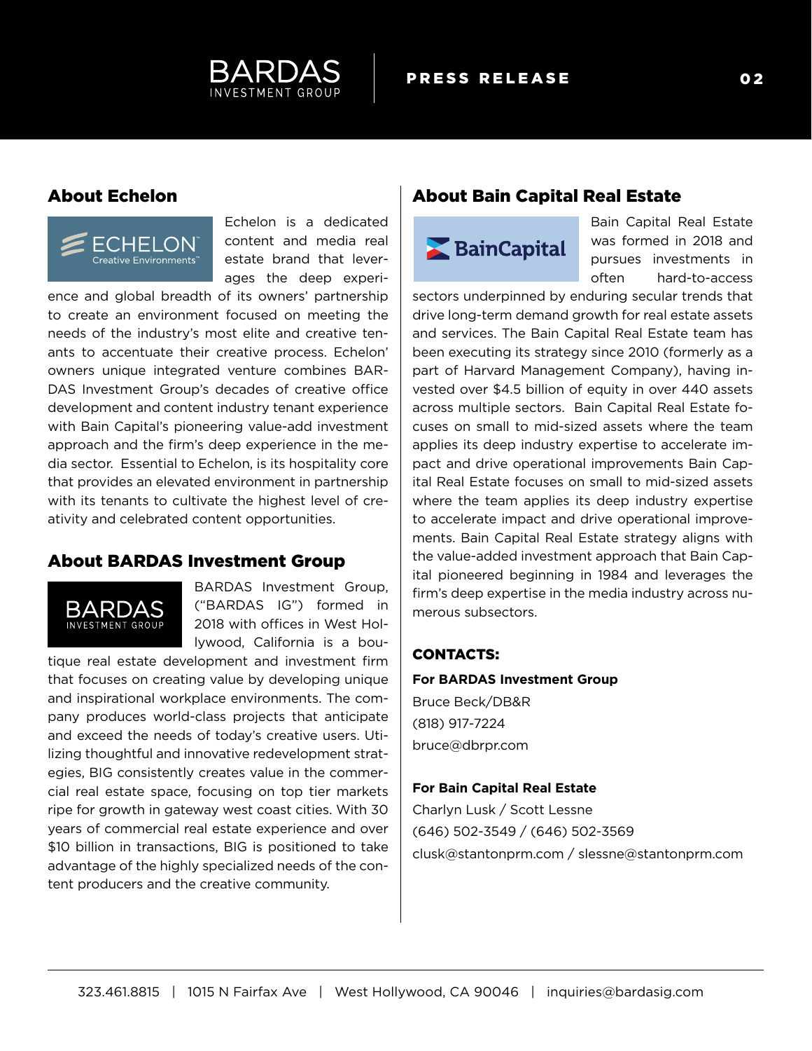## About Echelon

Echelon is a dedicated content and media real estate brand that leverages the deep experience and global breadth of its owners' partnership to create an environment focused on meeting the needs of the industry's most elite and creative tenants to accentuate their creative process. Echelon' owners unique integrated venture combines BARDAS Investment Group's decades of creative office development and content industry tenant experience with Bain Capital's pioneering value-add investment approach and the firm's deep experience in the media sector. Essential to Echelon, is its hospitality core that provides an elevated environment in partnership with its tenants to cultivate the highest level of creativity and celebrated content opportunities.

## About BARDAS Investment Group

BARDAS Investment Group, ("BARDAS IG") formed in 2018 with offices in West Hollywood, California is a boutique real estate development and investment firm that focuses on creating value by developing unique and inspirational workplace environments. The company produces world-class projects that anticipate and exceed the needs of today's creative users. Utilizing thoughtful and innovative redevelopment strategies, BIG consistently creates value in the commercial real estate space, focusing on top tier markets ripe for growth in gateway west coast cities. With 30 years of commercial real estate experience and over $10 billion in transactions, BIG is positioned to take advantage of the highly specialized needs of the content producers and the creative community.

## About Bain Capital Real Estate

Bain Capital Real Estate was formed in 2018 and pursues investments in often hard-to-access sectors underpinned by enduring secular trends that drive long-term demand growth for real estate assets and services. The Bain Capital Real Estate team has been executing its strategy since 2010 (formerly as a part of Harvard Management Company), having invested over $4.5 billion of equity in over 440 assets across multiple sectors. Bain Capital Real Estate focuses on small to mid-sized assets where the team applies its deep industry expertise to accelerate impact and drive operational improvements Bain Capital Real Estate focuses on small to mid-sized assets where the team applies its deep industry expertise to accelerate impact and drive operational improvements. Bain Capital Real Estate strategy aligns with the value-added investment approach that Bain Capital pioneered beginning in 1984 and leverages the firm's deep expertise in the media industry across numerous subsectors.

### CONTACTS:

**For BARDAS Investment Group**
Bruce Beck/DB&R
(818) 917-7224
bruce@dbrpr.com

**For Bain Capital Real Estate**
Charlyn Lusk / Scott Lessne
(646) 502-3549 / (646) 502-3569
clusk@stantonprm.com / slessne@stantonprm.com